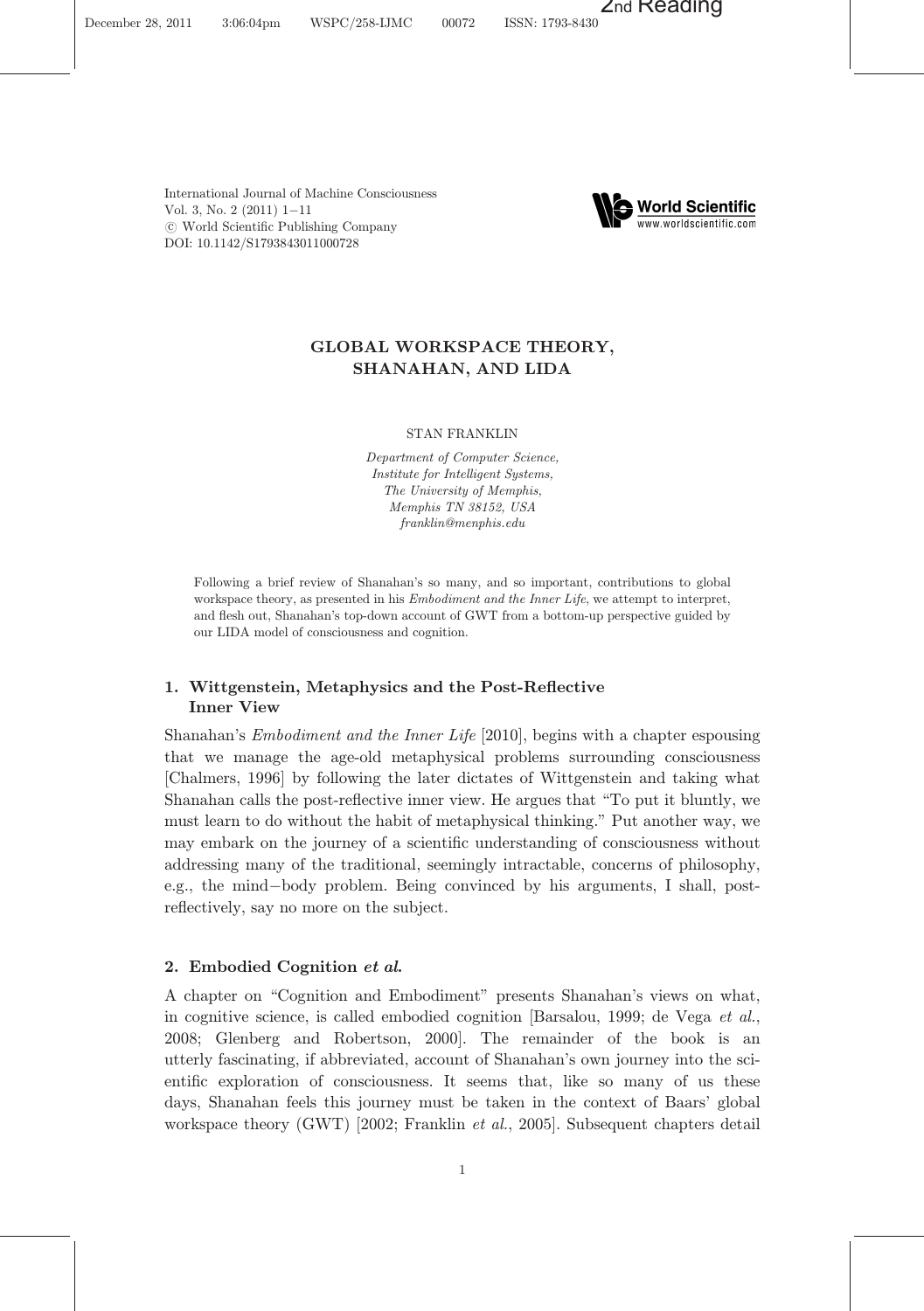# GLOBAL WORKSPACE THEORY, SHANAHAN, AND LIDA

STAN FRANKLIN

*Department of Computer Science,*
*Institute for Intelligent Systems,*
*The University of Memphis,*
*Memphis TN 38152, USA*
*franklin@menphis.edu*

Following a brief review of Shanahan's so many, and so important, contributions to global workspace theory, as presented in his *Embodiment and the Inner Life*, we attempt to interpret, and flesh out, Shanahan's top-down account of GWT from a bottom-up perspective guided by our LIDA model of consciousness and cognition.

## 1. Wittgenstein, Metaphysics and the Post-Reflective Inner View

Shanahan's *Embodiment and the Inner Life* [2010], begins with a chapter espousing that we manage the age-old metaphysical problems surrounding consciousness [Chalmers, 1996] by following the later dictates of Wittgenstein and taking what Shanahan calls the post-reflective inner view. He argues that "To put it bluntly, we must learn to do without the habit of metaphysical thinking." Put another way, we may embark on the journey of a scientific understanding of consciousness without addressing many of the traditional, seemingly intractable, concerns of philosophy, e.g., the mind−body problem. Being convinced by his arguments, I shall, post-reflectively, say no more on the subject.

## 2. Embodied Cognition *et al.*

A chapter on "Cognition and Embodiment" presents Shanahan's views on what, in cognitive science, is called embodied cognition [Barsalou, 1999; de Vega *et al.*, 2008; Glenberg and Robertson, 2000]. The remainder of the book is an utterly fascinating, if abbreviated, account of Shanahan's own journey into the scientific exploration of consciousness. It seems that, like so many of us these days, Shanahan feels this journey must be taken in the context of Baars' global workspace theory (GWT) [2002; Franklin *et al.*, 2005]. Subsequent chapters detail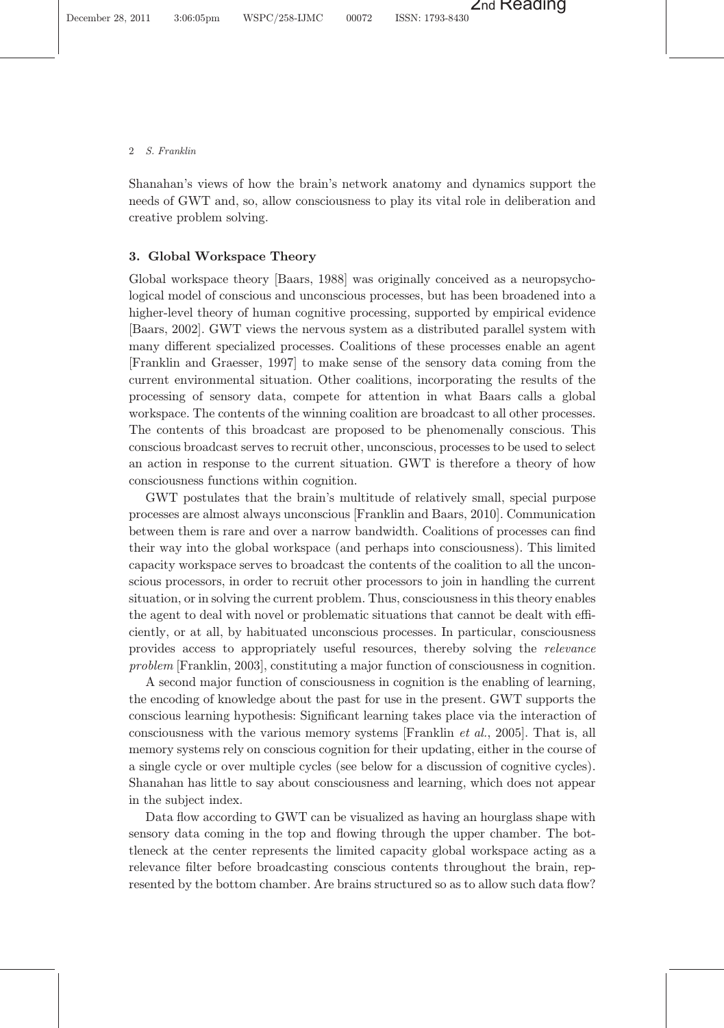Shanahan's views of how the brain's network anatomy and dynamics support the needs of GWT and, so, allow consciousness to play its vital role in deliberation and creative problem solving.

## 3. Global Workspace Theory

Global workspace theory [Baars, 1988] was originally conceived as a neuropsychological model of conscious and unconscious processes, but has been broadened into a higher-level theory of human cognitive processing, supported by empirical evidence [Baars, 2002]. GWT views the nervous system as a distributed parallel system with many different specialized processes. Coalitions of these processes enable an agent [Franklin and Graesser, 1997] to make sense of the sensory data coming from the current environmental situation. Other coalitions, incorporating the results of the processing of sensory data, compete for attention in what Baars calls a global workspace. The contents of the winning coalition are broadcast to all other processes. The contents of this broadcast are proposed to be phenomenally conscious. This conscious broadcast serves to recruit other, unconscious, processes to be used to select an action in response to the current situation. GWT is therefore a theory of how consciousness functions within cognition.

GWT postulates that the brain's multitude of relatively small, special purpose processes are almost always unconscious [Franklin and Baars, 2010]. Communication between them is rare and over a narrow bandwidth. Coalitions of processes can find their way into the global workspace (and perhaps into consciousness). This limited capacity workspace serves to broadcast the contents of the coalition to all the unconscious processors, in order to recruit other processors to join in handling the current situation, or in solving the current problem. Thus, consciousness in this theory enables the agent to deal with novel or problematic situations that cannot be dealt with efficiently, or at all, by habituated unconscious processes. In particular, consciousness provides access to appropriately useful resources, thereby solving the *relevance problem* [Franklin, 2003], constituting a major function of consciousness in cognition.

A second major function of consciousness in cognition is the enabling of learning, the encoding of knowledge about the past for use in the present. GWT supports the conscious learning hypothesis: Significant learning takes place via the interaction of consciousness with the various memory systems [Franklin *et al.*, 2005]. That is, all memory systems rely on conscious cognition for their updating, either in the course of a single cycle or over multiple cycles (see below for a discussion of cognitive cycles). Shanahan has little to say about consciousness and learning, which does not appear in the subject index.

Data flow according to GWT can be visualized as having an hourglass shape with sensory data coming in the top and flowing through the upper chamber. The bottleneck at the center represents the limited capacity global workspace acting as a relevance filter before broadcasting conscious contents throughout the brain, represented by the bottom chamber. Are brains structured so as to allow such data flow?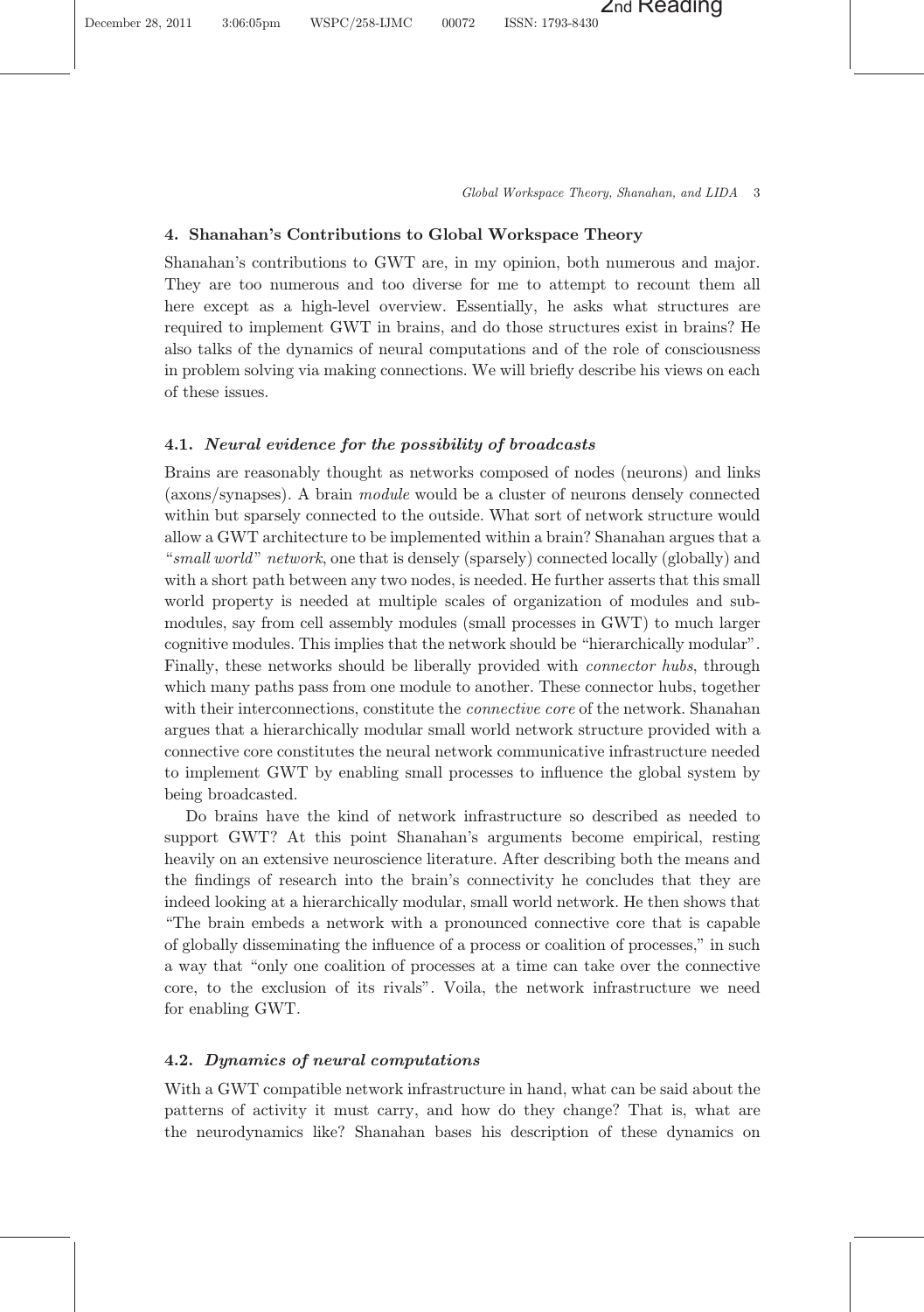## 4. Shanahan's Contributions to Global Workspace Theory

Shanahan's contributions to GWT are, in my opinion, both numerous and major. They are too numerous and too diverse for me to attempt to recount them all here except as a high-level overview. Essentially, he asks what structures are required to implement GWT in brains, and do those structures exist in brains? He also talks of the dynamics of neural computations and of the role of consciousness in problem solving via making connections. We will briefly describe his views on each of these issues.

### 4.1. *Neural evidence for the possibility of broadcasts*

Brains are reasonably thought as networks composed of nodes (neurons) and links (axons/synapses). A brain *module* would be a cluster of neurons densely connected within but sparsely connected to the outside. What sort of network structure would allow a GWT architecture to be implemented within a brain? Shanahan argues that a "*small world*" *network*, one that is densely (sparsely) connected locally (globally) and with a short path between any two nodes, is needed. He further asserts that this small world property is needed at multiple scales of organization of modules and submodules, say from cell assembly modules (small processes in GWT) to much larger cognitive modules. This implies that the network should be "hierarchically modular". Finally, these networks should be liberally provided with *connector hubs*, through which many paths pass from one module to another. These connector hubs, together with their interconnections, constitute the *connective core* of the network. Shanahan argues that a hierarchically modular small world network structure provided with a connective core constitutes the neural network communicative infrastructure needed to implement GWT by enabling small processes to influence the global system by being broadcasted.

Do brains have the kind of network infrastructure so described as needed to support GWT? At this point Shanahan's arguments become empirical, resting heavily on an extensive neuroscience literature. After describing both the means and the findings of research into the brain's connectivity he concludes that they are indeed looking at a hierarchically modular, small world network. He then shows that "The brain embeds a network with a pronounced connective core that is capable of globally disseminating the influence of a process or coalition of processes," in such a way that "only one coalition of processes at a time can take over the connective core, to the exclusion of its rivals". Voila, the network infrastructure we need for enabling GWT.

### 4.2. *Dynamics of neural computations*

With a GWT compatible network infrastructure in hand, what can be said about the patterns of activity it must carry, and how do they change? That is, what are the neurodynamics like? Shanahan bases his description of these dynamics on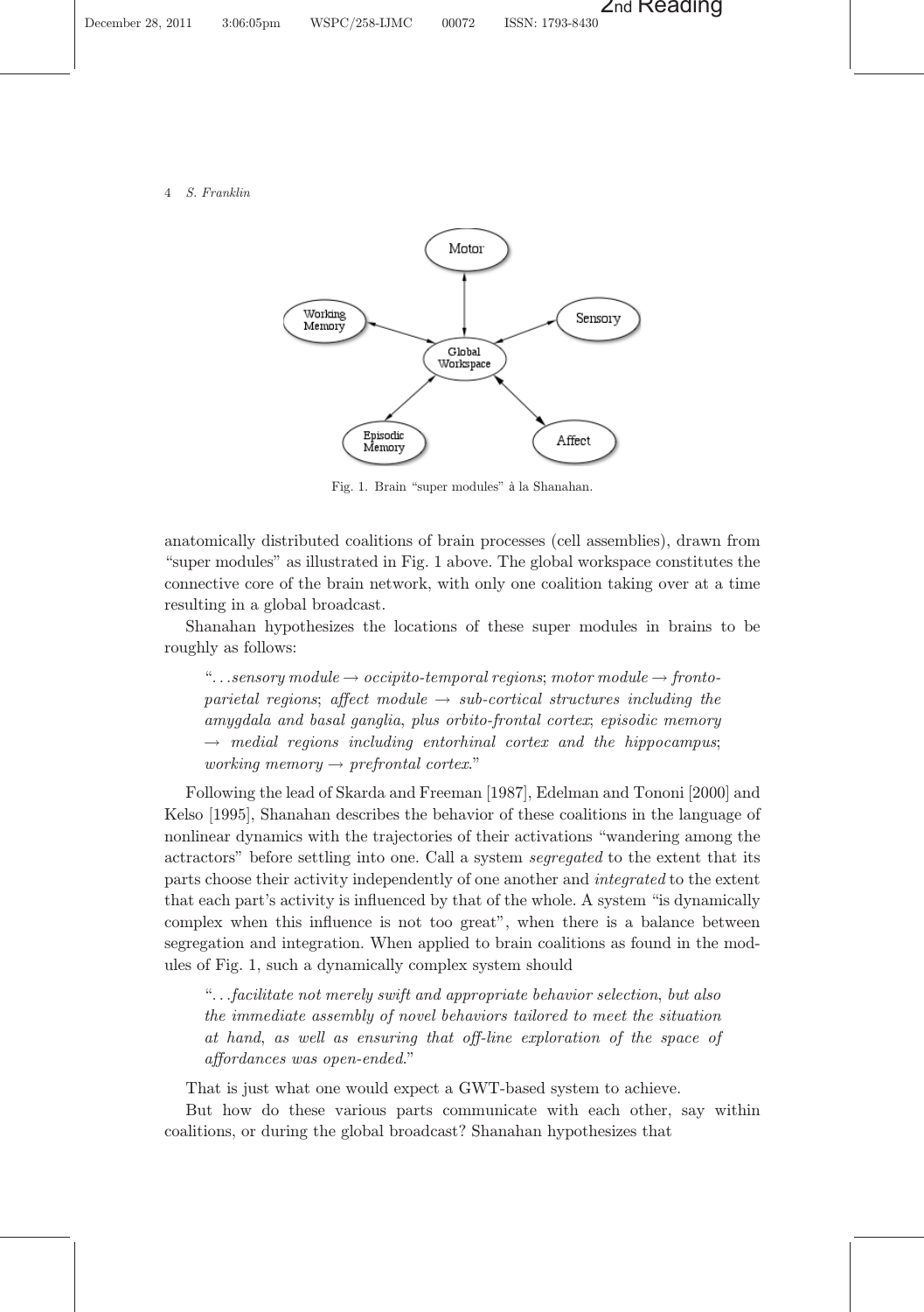Fig. 1. Brain "super modules" à la Shanahan.

anatomically distributed coalitions of brain processes (cell assemblies), drawn from "super modules" as illustrated in Fig. 1 above. The global workspace constitutes the connective core of the brain network, with only one coalition taking over at a time resulting in a global broadcast.

Shanahan hypothesizes the locations of these super modules in brains to be roughly as follows:

> "*...sensory module → occipito-temporal regions; motor module → fronto-parietal regions; affect module → sub-cortical structures including the amygdala and basal ganglia, plus orbito-frontal cortex; episodic memory → medial regions including entorhinal cortex and the hippocampus; working memory → prefrontal cortex.*"

Following the lead of Skarda and Freeman [1987], Edelman and Tononi [2000] and Kelso [1995], Shanahan describes the behavior of these coalitions in the language of nonlinear dynamics with the trajectories of their activations "wandering among the actractors" before settling into one. Call a system *segregated* to the extent that its parts choose their activity independently of one another and *integrated* to the extent that each part's activity is influenced by that of the whole. A system "is dynamically complex when this influence is not too great", when there is a balance between segregation and integration. When applied to brain coalitions as found in the modules of Fig. 1, such a dynamically complex system should

> "*...facilitate not merely swift and appropriate behavior selection, but also the immediate assembly of novel behaviors tailored to meet the situation at hand, as well as ensuring that off-line exploration of the space of affordances was open-ended.*"

That is just what one would expect a GWT-based system to achieve.

But how do these various parts communicate with each other, say within coalitions, or during the global broadcast? Shanahan hypothesizes that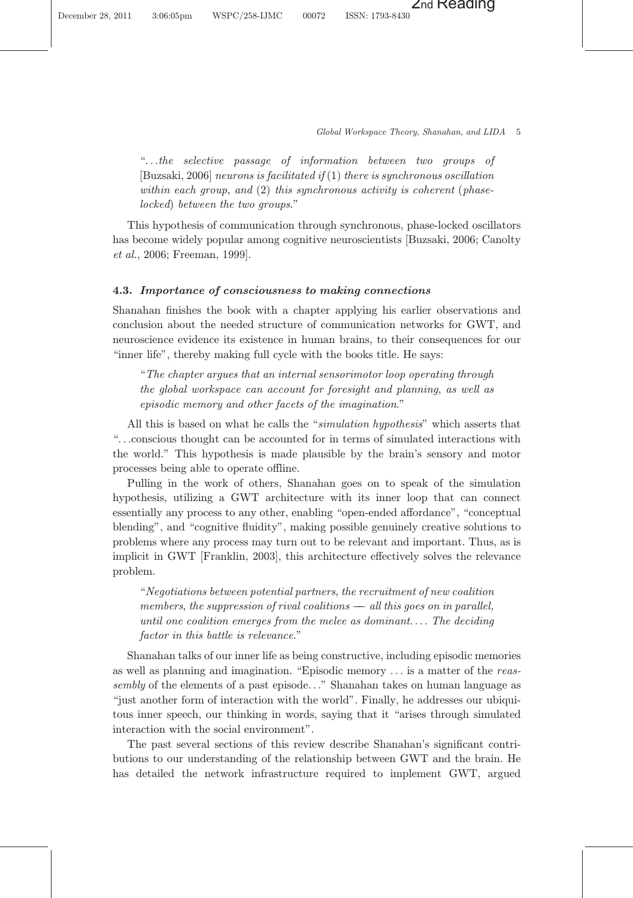"...*the selective passage of information between two groups of* [Buzsaki, 2006] *neurons is facilitated if* (1) *there is synchronous oscillation within each group, and* (2) *this synchronous activity is coherent* (*phase-locked*) *between the two groups.*"

This hypothesis of communication through synchronous, phase-locked oscillators has become widely popular among cognitive neuroscientists [Buzsaki, 2006; Canolty *et al.*, 2006; Freeman, 1999].

### 4.3. *Importance of consciousness to making connections*

Shanahan finishes the book with a chapter applying his earlier observations and conclusion about the needed structure of communication networks for GWT, and neuroscience evidence its existence in human brains, to their consequences for our "inner life", thereby making full cycle with the books title. He says:

"*The chapter argues that an internal sensorimotor loop operating through the global workspace can account for foresight and planning, as well as episodic memory and other facets of the imagination.*"

All this is based on what he calls the "*simulation hypothesis*" which asserts that "...conscious thought can be accounted for in terms of simulated interactions with the world." This hypothesis is made plausible by the brain's sensory and motor processes being able to operate offline.

Pulling in the work of others, Shanahan goes on to speak of the simulation hypothesis, utilizing a GWT architecture with its inner loop that can connect essentially any process to any other, enabling "open-ended affordance", "conceptual blending", and "cognitive fluidity", making possible genuinely creative solutions to problems where any process may turn out to be relevant and important. Thus, as is implicit in GWT [Franklin, 2003], this architecture effectively solves the relevance problem.

"*Negotiations between potential partners, the recruitment of new coalition members, the suppression of rival coalitions — all this goes on in parallel, until one coalition emerges from the melee as dominant.... The deciding factor in this battle is relevance.*"

Shanahan talks of our inner life as being constructive, including episodic memories as well as planning and imagination. "Episodic memory ... is a matter of the *reassembly* of the elements of a past episode..." Shanahan takes on human language as "just another form of interaction with the world". Finally, he addresses our ubiquitous inner speech, our thinking in words, saying that it "arises through simulated interaction with the social environment".

The past several sections of this review describe Shanahan's significant contributions to our understanding of the relationship between GWT and the brain. He has detailed the network infrastructure required to implement GWT, argued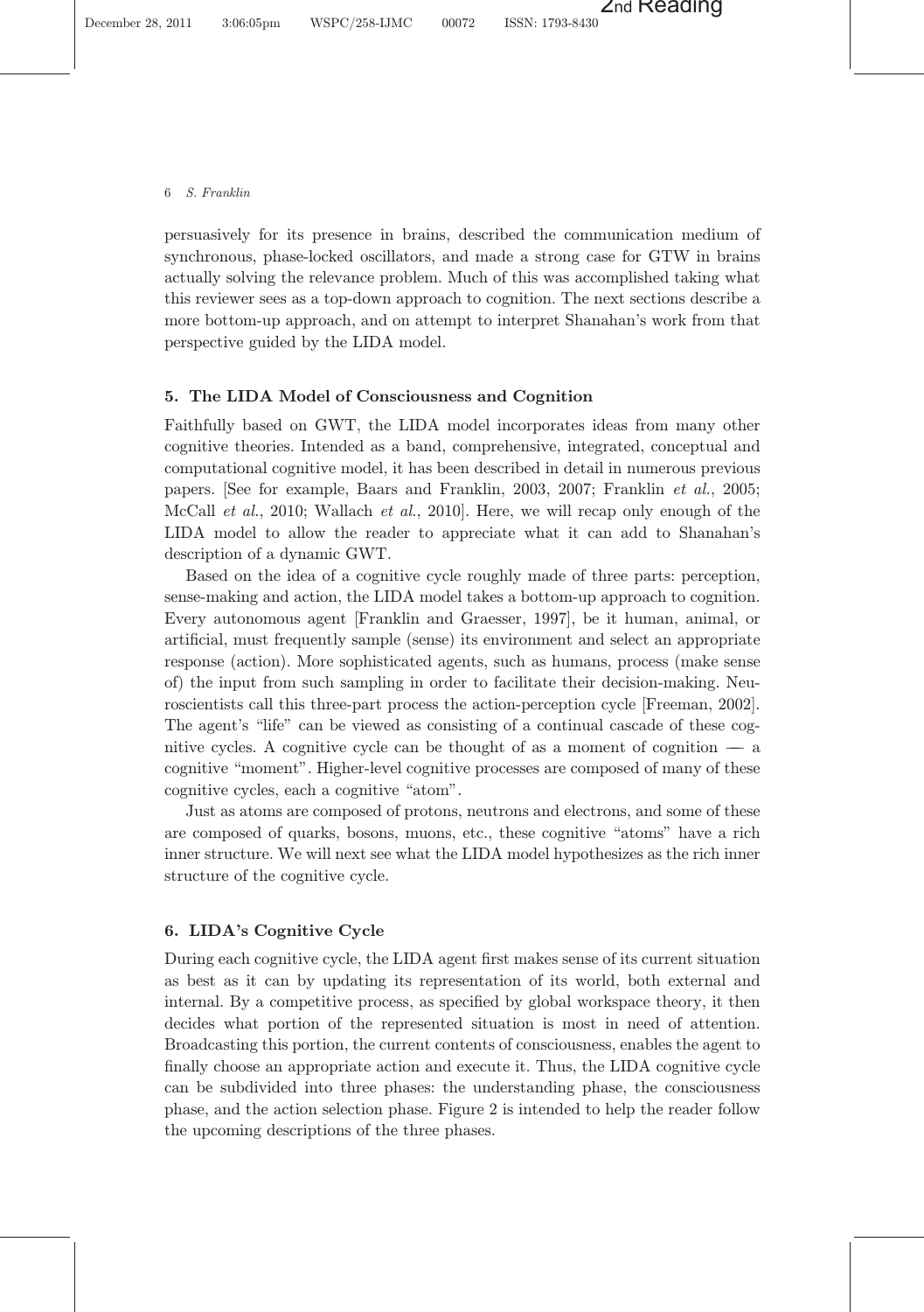persuasively for its presence in brains, described the communication medium of synchronous, phase-locked oscillators, and made a strong case for GTW in brains actually solving the relevance problem. Much of this was accomplished taking what this reviewer sees as a top-down approach to cognition. The next sections describe a more bottom-up approach, and on attempt to interpret Shanahan's work from that perspective guided by the LIDA model.

## 5. The LIDA Model of Consciousness and Cognition

Faithfully based on GWT, the LIDA model incorporates ideas from many other cognitive theories. Intended as a band, comprehensive, integrated, conceptual and computational cognitive model, it has been described in detail in numerous previous papers. [See for example, Baars and Franklin, 2003, 2007; Franklin *et al.*, 2005; McCall *et al.*, 2010; Wallach *et al.*, 2010]. Here, we will recap only enough of the LIDA model to allow the reader to appreciate what it can add to Shanahan's description of a dynamic GWT.

Based on the idea of a cognitive cycle roughly made of three parts: perception, sense-making and action, the LIDA model takes a bottom-up approach to cognition. Every autonomous agent [Franklin and Graesser, 1997], be it human, animal, or artificial, must frequently sample (sense) its environment and select an appropriate response (action). More sophisticated agents, such as humans, process (make sense of) the input from such sampling in order to facilitate their decision-making. Neuroscientists call this three-part process the action-perception cycle [Freeman, 2002]. The agent's "life" can be viewed as consisting of a continual cascade of these cognitive cycles. A cognitive cycle can be thought of as a moment of cognition — a cognitive "moment". Higher-level cognitive processes are composed of many of these cognitive cycles, each a cognitive "atom".

Just as atoms are composed of protons, neutrons and electrons, and some of these are composed of quarks, bosons, muons, etc., these cognitive "atoms" have a rich inner structure. We will next see what the LIDA model hypothesizes as the rich inner structure of the cognitive cycle.

## 6. LIDA's Cognitive Cycle

During each cognitive cycle, the LIDA agent first makes sense of its current situation as best as it can by updating its representation of its world, both external and internal. By a competitive process, as specified by global workspace theory, it then decides what portion of the represented situation is most in need of attention. Broadcasting this portion, the current contents of consciousness, enables the agent to finally choose an appropriate action and execute it. Thus, the LIDA cognitive cycle can be subdivided into three phases: the understanding phase, the consciousness phase, and the action selection phase. Figure 2 is intended to help the reader follow the upcoming descriptions of the three phases.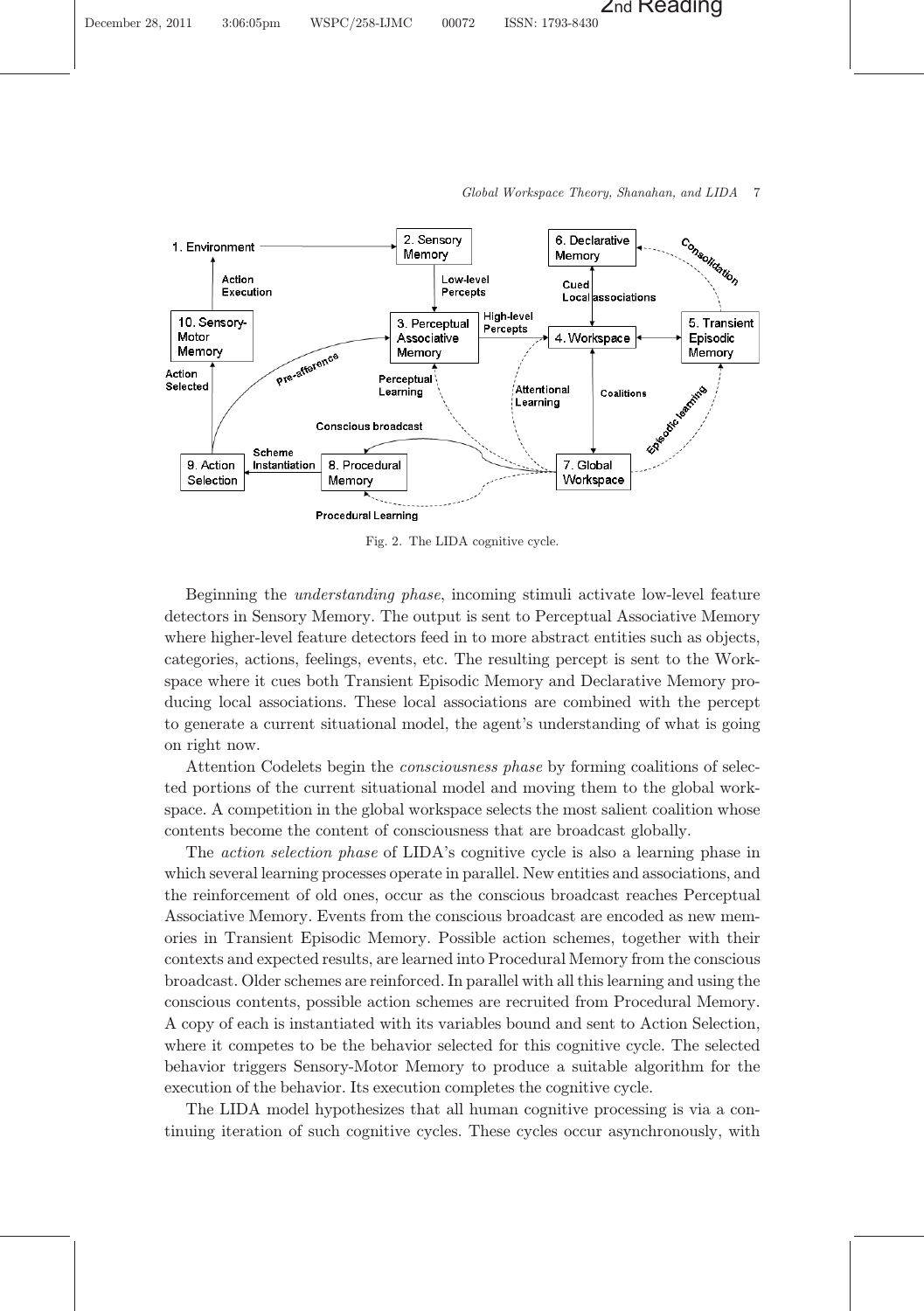Fig. 2. The LIDA cognitive cycle.

Beginning the *understanding phase*, incoming stimuli activate low-level feature detectors in Sensory Memory. The output is sent to Perceptual Associative Memory where higher-level feature detectors feed in to more abstract entities such as objects, categories, actions, feelings, events, etc. The resulting percept is sent to the Workspace where it cues both Transient Episodic Memory and Declarative Memory producing local associations. These local associations are combined with the percept to generate a current situational model, the agent's understanding of what is going on right now.

Attention Codelets begin the *consciousness phase* by forming coalitions of selected portions of the current situational model and moving them to the global workspace. A competition in the global workspace selects the most salient coalition whose contents become the content of consciousness that are broadcast globally.

The *action selection phase* of LIDA's cognitive cycle is also a learning phase in which several learning processes operate in parallel. New entities and associations, and the reinforcement of old ones, occur as the conscious broadcast reaches Perceptual Associative Memory. Events from the conscious broadcast are encoded as new memories in Transient Episodic Memory. Possible action schemes, together with their contexts and expected results, are learned into Procedural Memory from the conscious broadcast. Older schemes are reinforced. In parallel with all this learning and using the conscious contents, possible action schemes are recruited from Procedural Memory. A copy of each is instantiated with its variables bound and sent to Action Selection, where it competes to be the behavior selected for this cognitive cycle. The selected behavior triggers Sensory-Motor Memory to produce a suitable algorithm for the execution of the behavior. Its execution completes the cognitive cycle.

The LIDA model hypothesizes that all human cognitive processing is via a continuing iteration of such cognitive cycles. These cycles occur asynchronously, with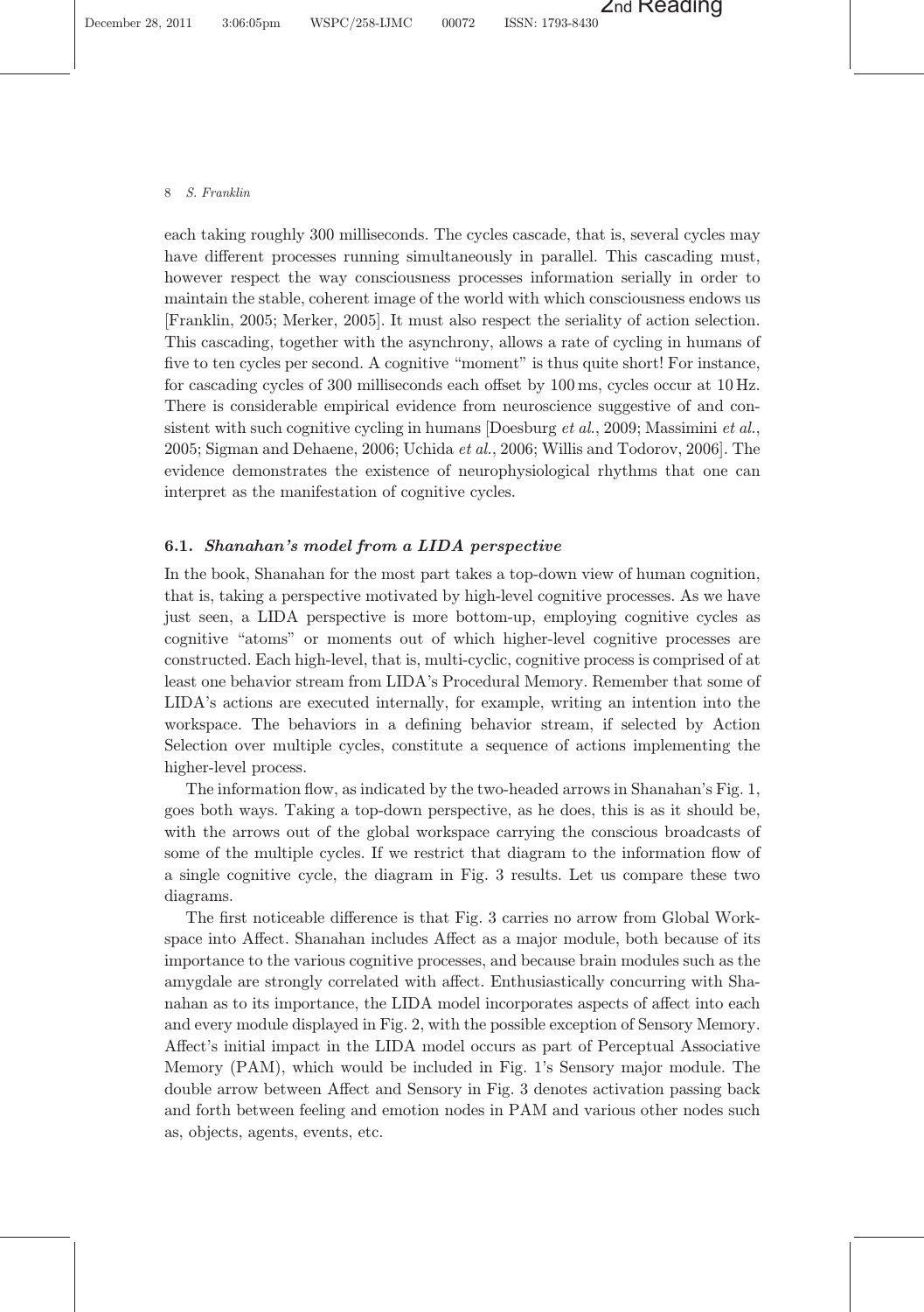each taking roughly 300 milliseconds. The cycles cascade, that is, several cycles may have different processes running simultaneously in parallel. This cascading must, however respect the way consciousness processes information serially in order to maintain the stable, coherent image of the world with which consciousness endows us [Franklin, 2005; Merker, 2005]. It must also respect the seriality of action selection. This cascading, together with the asynchrony, allows a rate of cycling in humans of five to ten cycles per second. A cognitive "moment" is thus quite short! For instance, for cascading cycles of 300 milliseconds each offset by 100 ms, cycles occur at 10 Hz. There is considerable empirical evidence from neuroscience suggestive of and consistent with such cognitive cycling in humans [Doesburg *et al.*, 2009; Massimini *et al.*, 2005; Sigman and Dehaene, 2006; Uchida *et al.*, 2006; Willis and Todorov, 2006]. The evidence demonstrates the existence of neurophysiological rhythms that one can interpret as the manifestation of cognitive cycles.

### 6.1. *Shanahan's model from a LIDA perspective*

In the book, Shanahan for the most part takes a top-down view of human cognition, that is, taking a perspective motivated by high-level cognitive processes. As we have just seen, a LIDA perspective is more bottom-up, employing cognitive cycles as cognitive "atoms" or moments out of which higher-level cognitive processes are constructed. Each high-level, that is, multi-cyclic, cognitive process is comprised of at least one behavior stream from LIDA's Procedural Memory. Remember that some of LIDA's actions are executed internally, for example, writing an intention into the workspace. The behaviors in a defining behavior stream, if selected by Action Selection over multiple cycles, constitute a sequence of actions implementing the higher-level process.

The information flow, as indicated by the two-headed arrows in Shanahan's Fig. 1, goes both ways. Taking a top-down perspective, as he does, this is as it should be, with the arrows out of the global workspace carrying the conscious broadcasts of some of the multiple cycles. If we restrict that diagram to the information flow of a single cognitive cycle, the diagram in Fig. 3 results. Let us compare these two diagrams.

The first noticeable difference is that Fig. 3 carries no arrow from Global Workspace into Affect. Shanahan includes Affect as a major module, both because of its importance to the various cognitive processes, and because brain modules such as the amygdale are strongly correlated with affect. Enthusiastically concurring with Shanahan as to its importance, the LIDA model incorporates aspects of affect into each and every module displayed in Fig. 2, with the possible exception of Sensory Memory. Affect's initial impact in the LIDA model occurs as part of Perceptual Associative Memory (PAM), which would be included in Fig. 1's Sensory major module. The double arrow between Affect and Sensory in Fig. 3 denotes activation passing back and forth between feeling and emotion nodes in PAM and various other nodes such as, objects, agents, events, etc.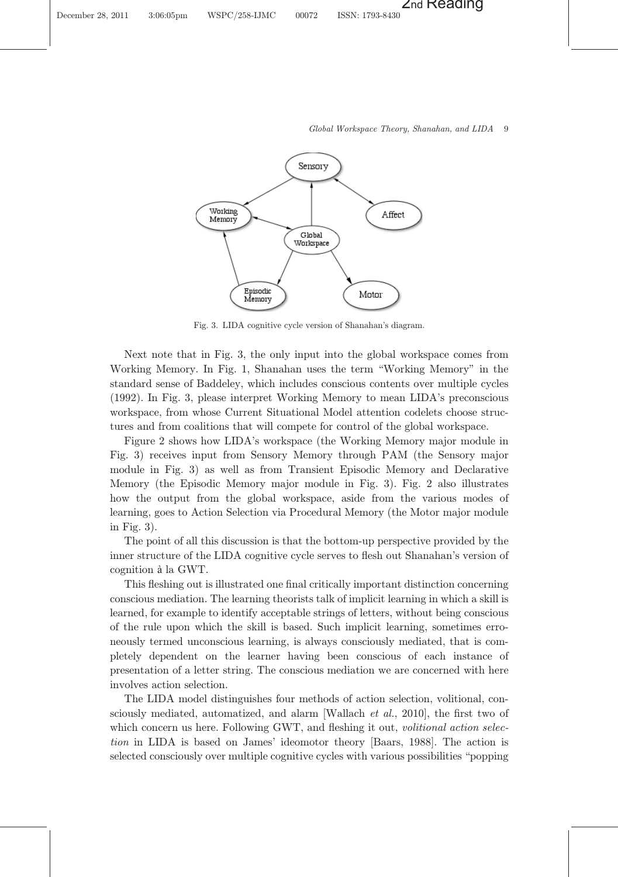Fig. 3. LIDA cognitive cycle version of Shanahan's diagram.

Next note that in Fig. 3, the only input into the global workspace comes from Working Memory. In Fig. 1, Shanahan uses the term "Working Memory" in the standard sense of Baddeley, which includes conscious contents over multiple cycles (1992). In Fig. 3, please interpret Working Memory to mean LIDA's preconscious workspace, from whose Current Situational Model attention codelets choose structures and from coalitions that will compete for control of the global workspace.

Figure 2 shows how LIDA's workspace (the Working Memory major module in Fig. 3) receives input from Sensory Memory through PAM (the Sensory major module in Fig. 3) as well as from Transient Episodic Memory and Declarative Memory (the Episodic Memory major module in Fig. 3). Fig. 2 also illustrates how the output from the global workspace, aside from the various modes of learning, goes to Action Selection via Procedural Memory (the Motor major module in Fig. 3).

The point of all this discussion is that the bottom-up perspective provided by the inner structure of the LIDA cognitive cycle serves to flesh out Shanahan's version of cognition à la GWT.

This fleshing out is illustrated one final critically important distinction concerning conscious mediation. The learning theorists talk of implicit learning in which a skill is learned, for example to identify acceptable strings of letters, without being conscious of the rule upon which the skill is based. Such implicit learning, sometimes erroneously termed unconscious learning, is always consciously mediated, that is completely dependent on the learner having been conscious of each instance of presentation of a letter string. The conscious mediation we are concerned with here involves action selection.

The LIDA model distinguishes four methods of action selection, volitional, consciously mediated, automatized, and alarm [Wallach *et al.*, 2010], the first two of which concern us here. Following GWT, and fleshing it out, *volitional action selection* in LIDA is based on James' ideomotor theory [Baars, 1988]. The action is selected consciously over multiple cognitive cycles with various possibilities "popping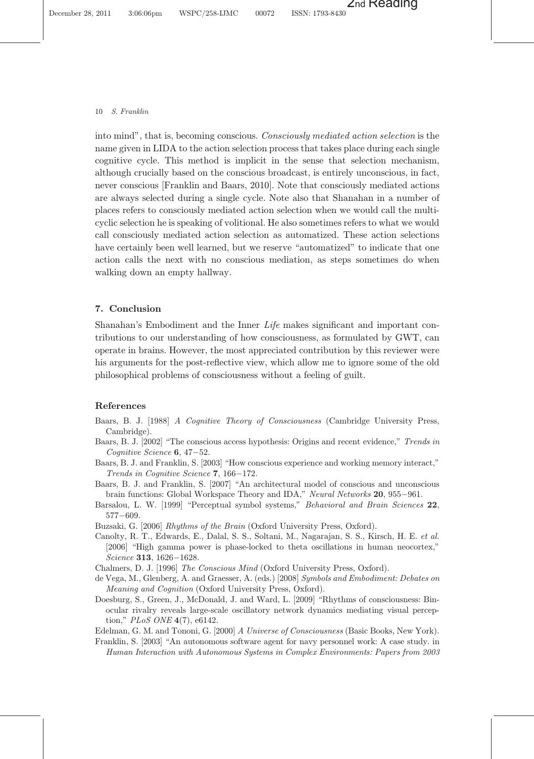into mind", that is, becoming conscious. *Consciously mediated action selection* is the name given in LIDA to the action selection process that takes place during each single cognitive cycle. This method is implicit in the sense that selection mechanism, although crucially based on the conscious broadcast, is entirely unconscious, in fact, never conscious [Franklin and Baars, 2010]. Note that consciously mediated actions are always selected during a single cycle. Note also that Shanahan in a number of places refers to consciously mediated action selection when we would call the multi-cyclic selection he is speaking of volitional. He also sometimes refers to what we would call consciously mediated action selection as automatized. These action selections have certainly been well learned, but we reserve "automatized" to indicate that one action calls the next with no conscious mediation, as steps sometimes do when walking down an empty hallway.

## 7. Conclusion

Shanahan's Embodiment and the Inner *Life* makes significant and important contributions to our understanding of how consciousness, as formulated by GWT, can operate in brains. However, the most appreciated contribution by this reviewer were his arguments for the post-reflective view, which allow me to ignore some of the old philosophical problems of consciousness without a feeling of guilt.

## References

Baars, B. J. [1988] *A Cognitive Theory of Consciousness* (Cambridge University Press, Cambridge).

Baars, B. J. [2002] "The conscious access hypothesis: Origins and recent evidence," *Trends in Cognitive Science* **6**, 47−52.

Baars, B. J. and Franklin, S. [2003] "How conscious experience and working memory interact," *Trends in Cognitive Science* **7**, 166−172.

Baars, B. J. and Franklin, S. [2007] "An architectural model of conscious and unconscious brain functions: Global Workspace Theory and IDA," *Neural Networks* **20**, 955−961.

Barsalou, L. W. [1999] "Perceptual symbol systems," *Behavioral and Brain Sciences* **22**, 577−609.

Buzsaki, G. [2006] *Rhythms of the Brain* (Oxford University Press, Oxford).

Canolty, R. T., Edwards, E., Dalal, S. S., Soltani, M., Nagarajan, S. S., Kirsch, H. E. *et al.* [2006] "High gamma power is phase-locked to theta oscillations in human neocortex," *Science* **313**, 1626−1628.

Chalmers, D. J. [1996] *The Conscious Mind* (Oxford University Press, Oxford).

de Vega, M., Glenberg, A. and Graesser, A. (eds.) [2008] *Symbols and Embodiment: Debates on Meaning and Cognition* (Oxford University Press, Oxford).

Doesburg, S., Green, J., McDonald, J. and Ward, L. [2009] "Rhythms of consciousness: Binocular rivalry reveals large-scale oscillatory network dynamics mediating visual perception," *PLoS ONE* **4**(7), e6142.

Edelman, G. M. and Tononi, G. [2000] *A Universe of Consciousness* (Basic Books, New York).

Franklin, S. [2003] "An autonomous software agent for navy personnel work: A case study. in *Human Interaction with Autonomous Systems in Complex Environments: Papers from 2003*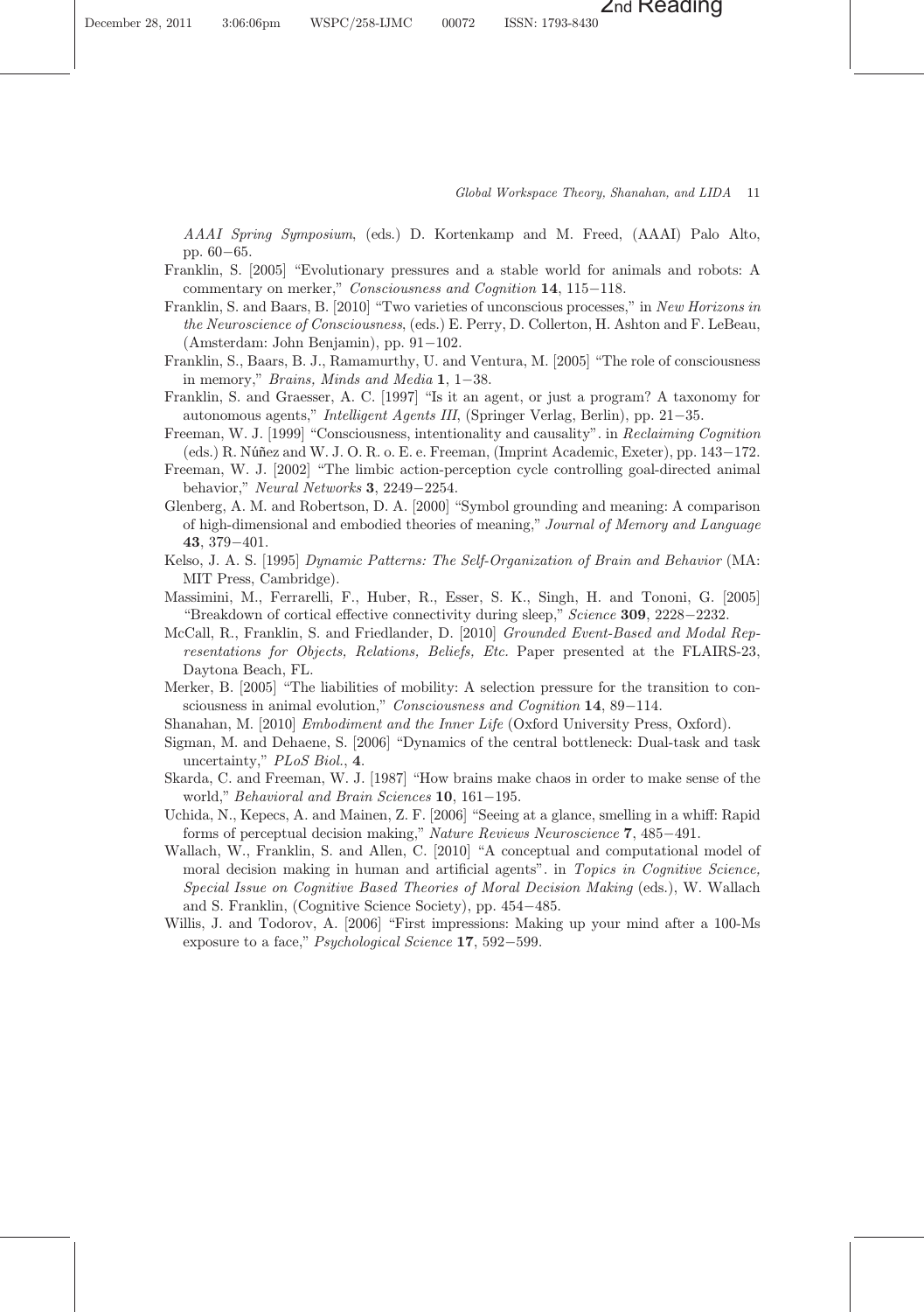*AAAI Spring Symposium*, (eds.) D. Kortenkamp and M. Freed, (AAAI) Palo Alto, pp. 60−65.

Franklin, S. [2005] "Evolutionary pressures and a stable world for animals and robots: A commentary on merker," *Consciousness and Cognition* **14**, 115−118.

Franklin, S. and Baars, B. [2010] "Two varieties of unconscious processes," in *New Horizons in the Neuroscience of Consciousness*, (eds.) E. Perry, D. Collerton, H. Ashton and F. LeBeau, (Amsterdam: John Benjamin), pp. 91−102.

Franklin, S., Baars, B. J., Ramamurthy, U. and Ventura, M. [2005] "The role of consciousness in memory," *Brains, Minds and Media* **1**, 1−38.

Franklin, S. and Graesser, A. C. [1997] "Is it an agent, or just a program? A taxonomy for autonomous agents," *Intelligent Agents III*, (Springer Verlag, Berlin), pp. 21−35.

Freeman, W. J. [1999] "Consciousness, intentionality and causality". in *Reclaiming Cognition* (eds.) R. Núñez and W. J. O. R. o. E. e. Freeman, (Imprint Academic, Exeter), pp. 143−172.

Freeman, W. J. [2002] "The limbic action-perception cycle controlling goal-directed animal behavior," *Neural Networks* **3**, 2249−2254.

Glenberg, A. M. and Robertson, D. A. [2000] "Symbol grounding and meaning: A comparison of high-dimensional and embodied theories of meaning," *Journal of Memory and Language* **43**, 379−401.

Kelso, J. A. S. [1995] *Dynamic Patterns: The Self-Organization of Brain and Behavior* (MA: MIT Press, Cambridge).

Massimini, M., Ferrarelli, F., Huber, R., Esser, S. K., Singh, H. and Tononi, G. [2005] "Breakdown of cortical effective connectivity during sleep," *Science* **309**, 2228−2232.

McCall, R., Franklin, S. and Friedlander, D. [2010] *Grounded Event-Based and Modal Representations for Objects, Relations, Beliefs, Etc.* Paper presented at the FLAIRS-23, Daytona Beach, FL.

Merker, B. [2005] "The liabilities of mobility: A selection pressure for the transition to consciousness in animal evolution," *Consciousness and Cognition* **14**, 89−114.

Shanahan, M. [2010] *Embodiment and the Inner Life* (Oxford University Press, Oxford).

Sigman, M. and Dehaene, S. [2006] "Dynamics of the central bottleneck: Dual-task and task uncertainty," *PLoS Biol.*, **4**.

Skarda, C. and Freeman, W. J. [1987] "How brains make chaos in order to make sense of the world," *Behavioral and Brain Sciences* **10**, 161−195.

Uchida, N., Kepecs, A. and Mainen, Z. F. [2006] "Seeing at a glance, smelling in a whiff: Rapid forms of perceptual decision making," *Nature Reviews Neuroscience* **7**, 485−491.

Wallach, W., Franklin, S. and Allen, C. [2010] "A conceptual and computational model of moral decision making in human and artificial agents". in *Topics in Cognitive Science, Special Issue on Cognitive Based Theories of Moral Decision Making* (eds.), W. Wallach and S. Franklin, (Cognitive Science Society), pp. 454−485.

Willis, J. and Todorov, A. [2006] "First impressions: Making up your mind after a 100-Ms exposure to a face," *Psychological Science* **17**, 592−599.